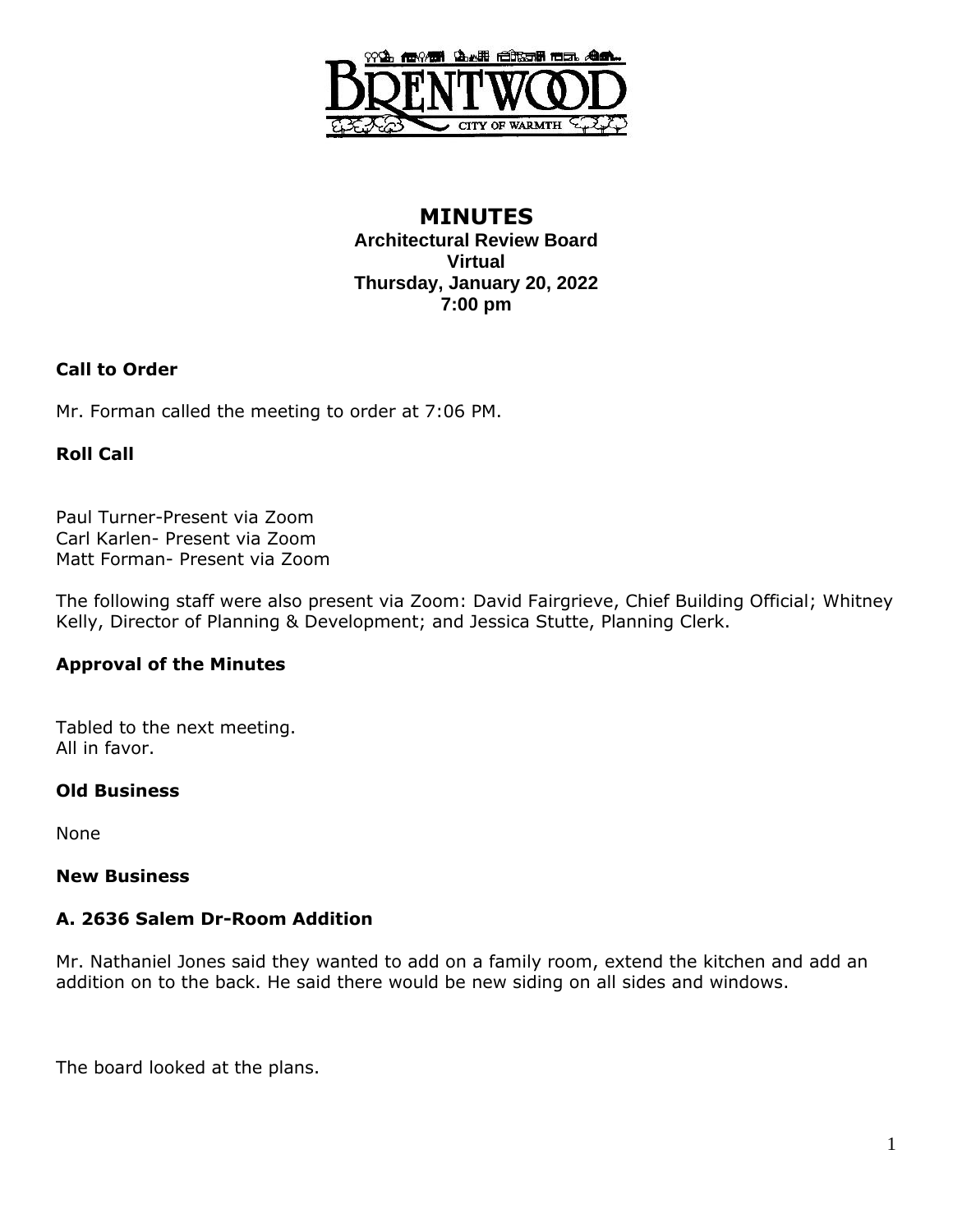# MINUTES

**Architectural Review Board**
**Virtual**
**Thursday, January 20, 2022**
**7:00 pm**

## Call to Order

Mr. Forman called the meeting to order at 7:06 PM.

## Roll Call

Paul Turner-Present via Zoom
Carl Karlen- Present via Zoom
Matt Forman- Present via Zoom

The following staff were also present via Zoom: David Fairgrieve, Chief Building Official; Whitney Kelly, Director of Planning & Development; and Jessica Stutte, Planning Clerk.

## Approval of the Minutes

Tabled to the next meeting.
All in favor.

## Old Business

None

## New Business

### A. 2636 Salem Dr-Room Addition

Mr. Nathaniel Jones said they wanted to add on a family room, extend the kitchen and add an addition on to the back. He said there would be new siding on all sides and windows.

The board looked at the plans.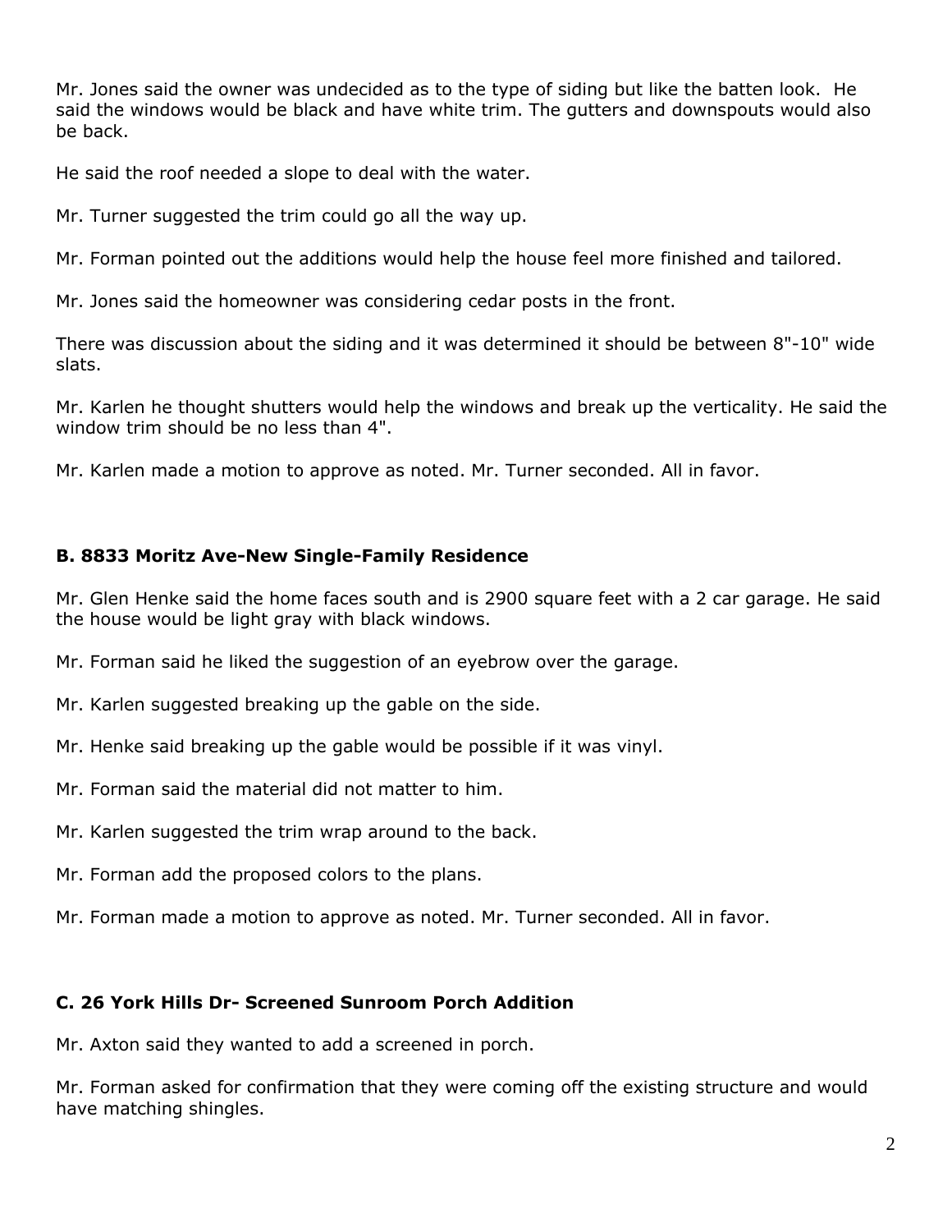Mr. Jones said the owner was undecided as to the type of siding but like the batten look. He said the windows would be black and have white trim. The gutters and downspouts would also be back.

He said the roof needed a slope to deal with the water.

Mr. Turner suggested the trim could go all the way up.

Mr. Forman pointed out the additions would help the house feel more finished and tailored.

Mr. Jones said the homeowner was considering cedar posts in the front.

There was discussion about the siding and it was determined it should be between 8"-10" wide slats.

Mr. Karlen he thought shutters would help the windows and break up the verticality. He said the window trim should be no less than 4".

Mr. Karlen made a motion to approve as noted. Mr. Turner seconded. All in favor.

### B. 8833 Moritz Ave-New Single-Family Residence

Mr. Glen Henke said the home faces south and is 2900 square feet with a 2 car garage. He said the house would be light gray with black windows.

Mr. Forman said he liked the suggestion of an eyebrow over the garage.

Mr. Karlen suggested breaking up the gable on the side.

Mr. Henke said breaking up the gable would be possible if it was vinyl.

Mr. Forman said the material did not matter to him.

Mr. Karlen suggested the trim wrap around to the back.

Mr. Forman add the proposed colors to the plans.

Mr. Forman made a motion to approve as noted. Mr. Turner seconded. All in favor.

### C. 26 York Hills Dr- Screened Sunroom Porch Addition

Mr. Axton said they wanted to add a screened in porch.

Mr. Forman asked for confirmation that they were coming off the existing structure and would have matching shingles.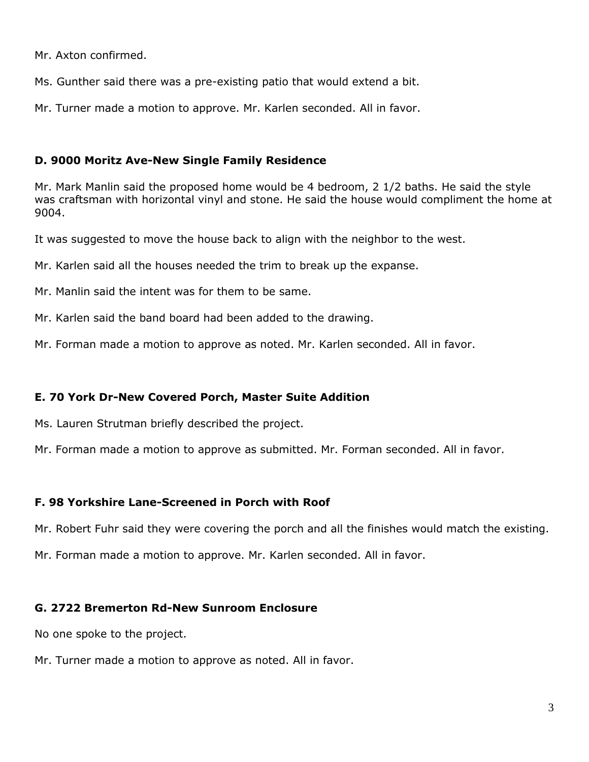Mr. Axton confirmed.

Ms. Gunther said there was a pre-existing patio that would extend a bit.

Mr. Turner made a motion to approve. Mr. Karlen seconded. All in favor.

### D. 9000 Moritz Ave-New Single Family Residence

Mr. Mark Manlin said the proposed home would be 4 bedroom, 2 1/2 baths. He said the style was craftsman with horizontal vinyl and stone. He said the house would compliment the home at 9004.

It was suggested to move the house back to align with the neighbor to the west.

Mr. Karlen said all the houses needed the trim to break up the expanse.

Mr. Manlin said the intent was for them to be same.

Mr. Karlen said the band board had been added to the drawing.

Mr. Forman made a motion to approve as noted. Mr. Karlen seconded. All in favor.

### E. 70 York Dr-New Covered Porch, Master Suite Addition

Ms. Lauren Strutman briefly described the project.

Mr. Forman made a motion to approve as submitted. Mr. Forman seconded. All in favor.

### F. 98 Yorkshire Lane-Screened in Porch with Roof

Mr. Robert Fuhr said they were covering the porch and all the finishes would match the existing.

Mr. Forman made a motion to approve. Mr. Karlen seconded. All in favor.

### G. 2722 Bremerton Rd-New Sunroom Enclosure

No one spoke to the project.

Mr. Turner made a motion to approve as noted. All in favor.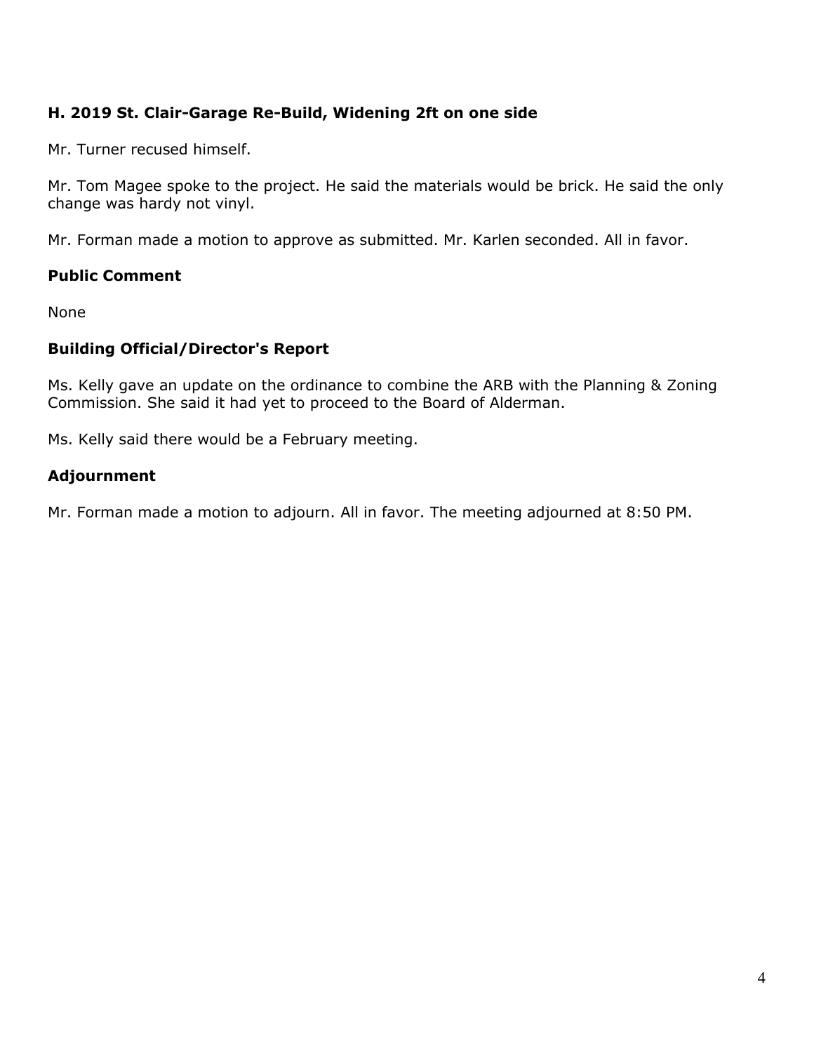### H. 2019 St. Clair-Garage Re-Build, Widening 2ft on one side

Mr. Turner recused himself.

Mr. Tom Magee spoke to the project. He said the materials would be brick. He said the only change was hardy not vinyl.

Mr. Forman made a motion to approve as submitted. Mr. Karlen seconded. All in favor.

### Public Comment

None

### Building Official/Director's Report

Ms. Kelly gave an update on the ordinance to combine the ARB with the Planning & Zoning Commission. She said it had yet to proceed to the Board of Alderman.

Ms. Kelly said there would be a February meeting.

### Adjournment

Mr. Forman made a motion to adjourn. All in favor. The meeting adjourned at 8:50 PM.